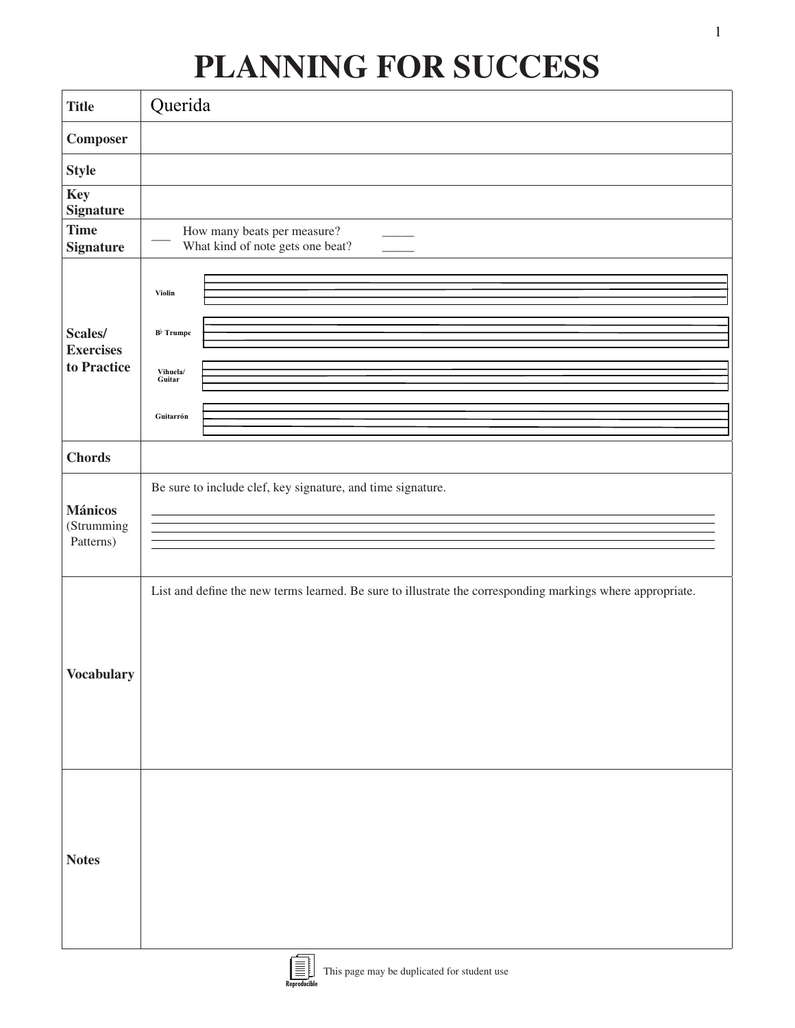# PLANNING FOR SUCCESS

| | |
|---|---|
| **Title** | Querida |
| **Composer** | |
| **Style** | |
| **Key Signature** | |
| **Time Signature** | ___ How many beats per measure? _____<br>What kind of note gets one beat? _____ |
| **Scales/ Exercises to Practice** | Violin<br>B♭ Trumpet<br>Vihuela/ Guitar<br>Guitarrón |
| **Chords** | |
| **Mánicos** (Strumming Patterns) | Be sure to include clef, key signature, and time signature. |
| **Vocabulary** | List and define the new terms learned. Be sure to illustrate the corresponding markings where appropriate. |
| **Notes** | |

This page may be duplicated for student use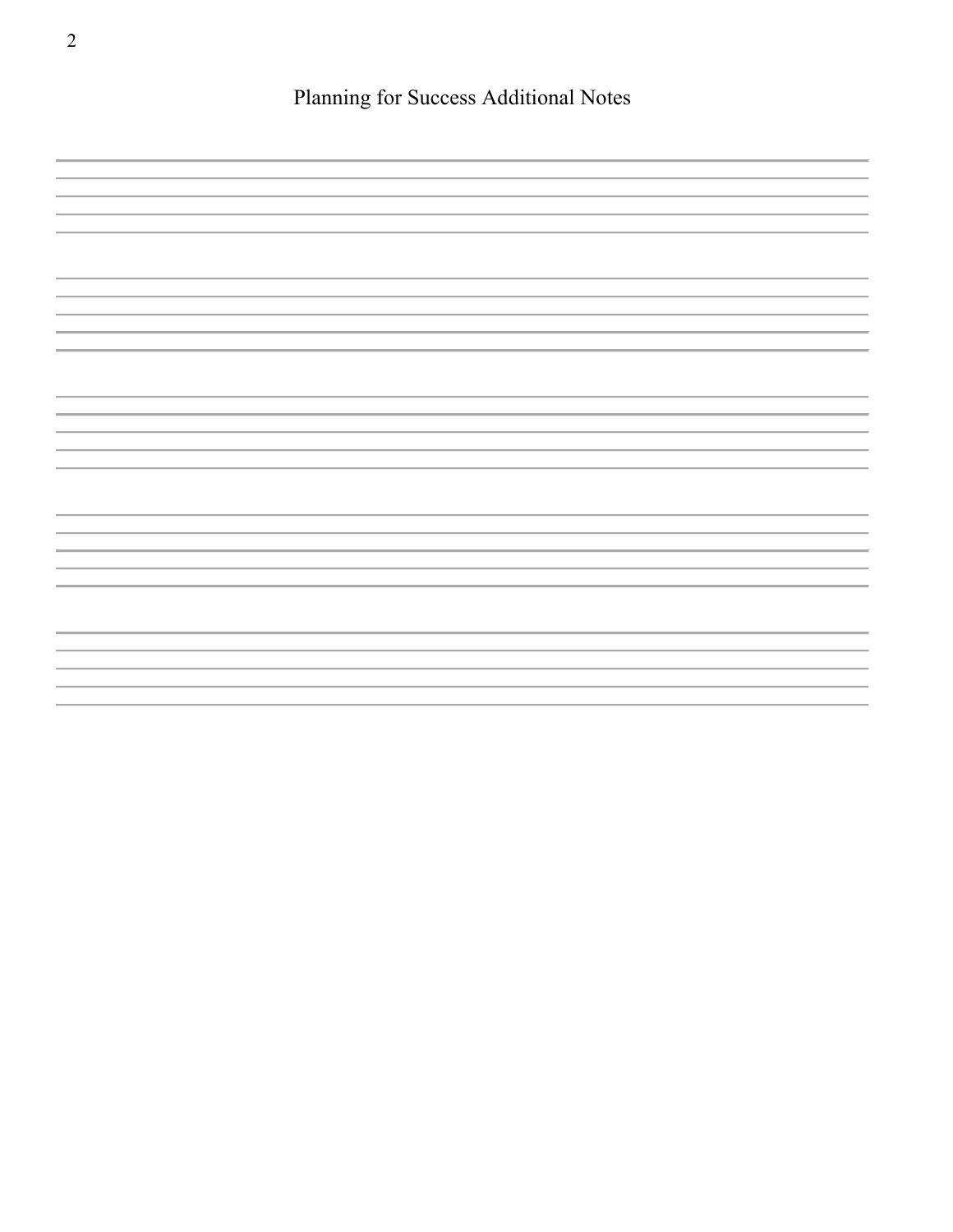# Planning for Success Additional Notes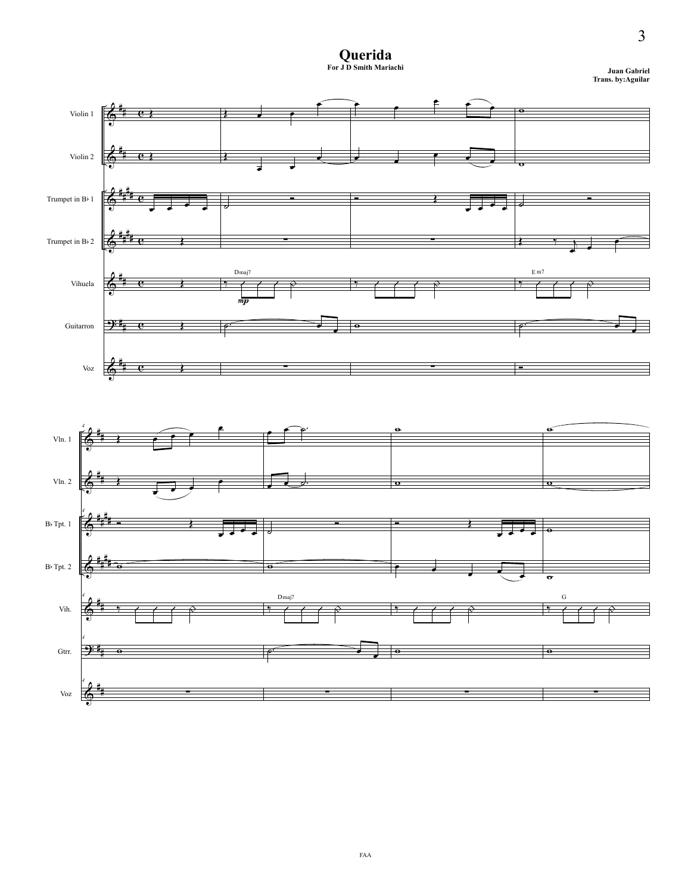# Querida

**For J D Smith Mariachi**

**Juan Gabriel**
**Trans. by:Aguilar**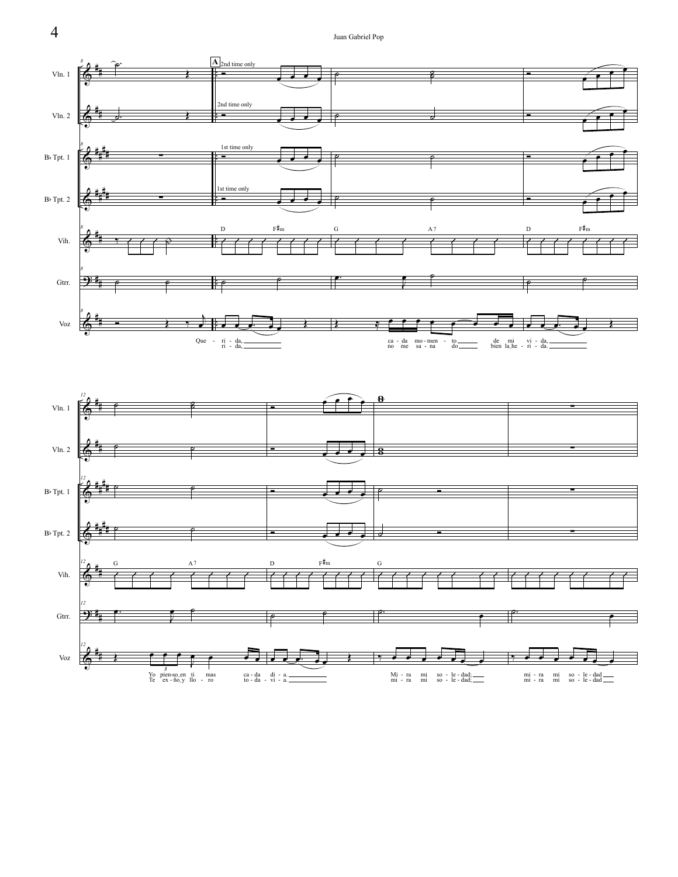**A**

2nd time only

1st time only

Vln. 1

Vln. 2

B♭ Tpt. 1

B♭ Tpt. 2

Vih.

Gtrr.

Voz

D F♯m G A7 D F♯m

Que - ri - da, cada momento de mi vida,
ri - da, no me sana do bien la herida.

G A7 D F♯m G

Yo pienso en ti mas cada día.
Te extraño y lloro toda vida.

Mira mi soledad; mira mi soledad
Mira mi soledad; mira mi soledad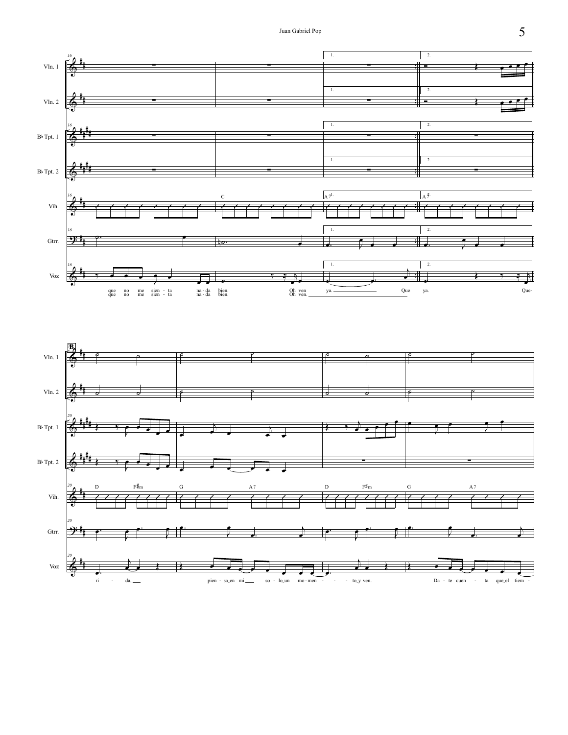que no me sien - ta na - da bien. Oh ven ya. Que ya. Que-

que no me sien - ta na - da bien. Oh ven.

ri - da, pien - sa_en mi so - lo_un mo - men - - - to_y ven. Da - te cuen - ta que_el tiem -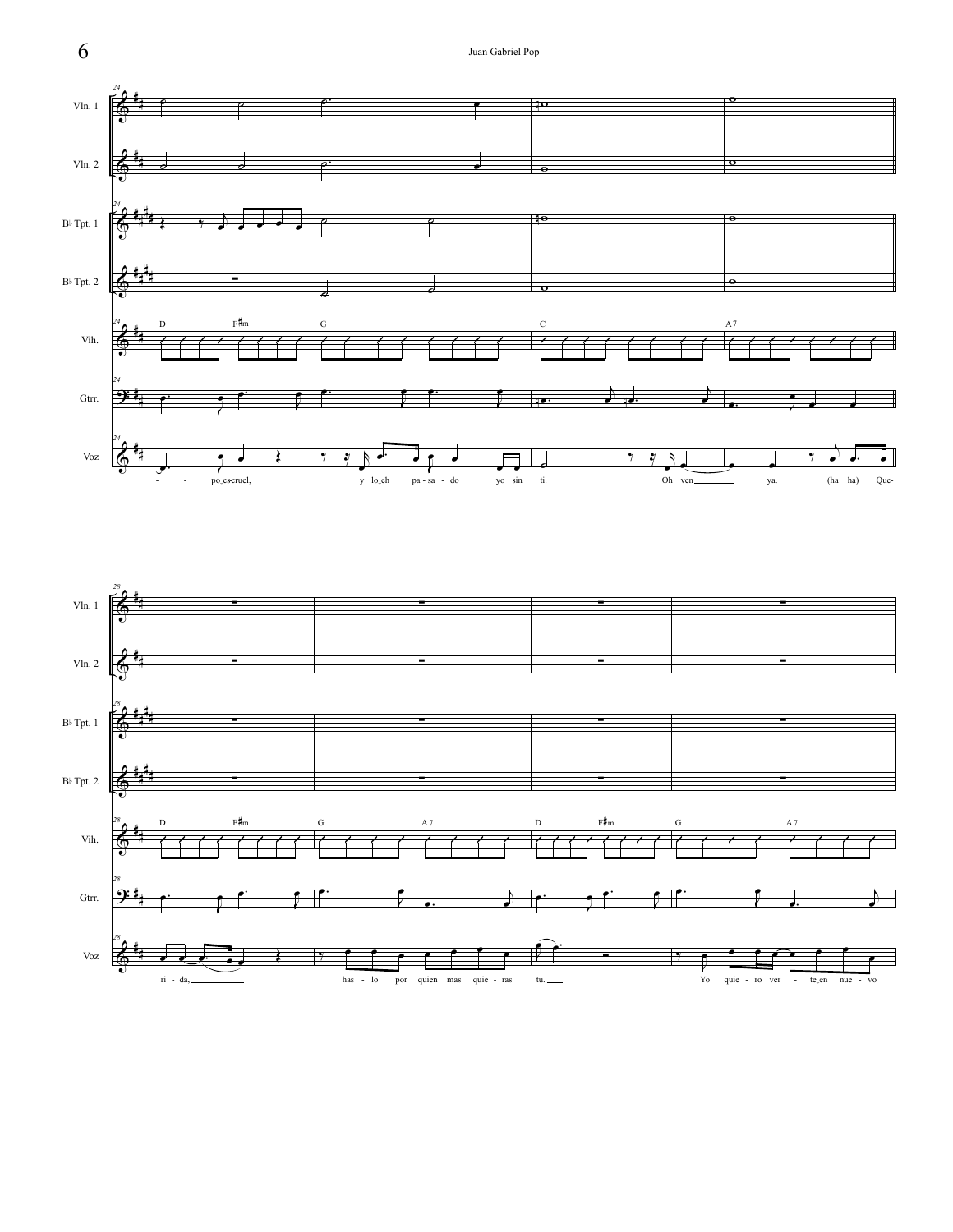Vln. 1

Vln. 2

B♭ Tpt. 1

B♭ Tpt. 2

Vih.

D F♯m G C A 7

Gtrr.

Voz

- - po_es cruel, y lo_eh pa - sa - do yo sin ti. Oh ven ya. (ha ha) Que-

Vln. 1

Vln. 2

B♭ Tpt. 1

B♭ Tpt. 2

Vih.

D F♯m G A 7 D F♯m G A 7

Gtrr.

Voz

ri - da, has - lo por quien mas quie - ras tu. Yo quie - ro ver - te_en nue - vo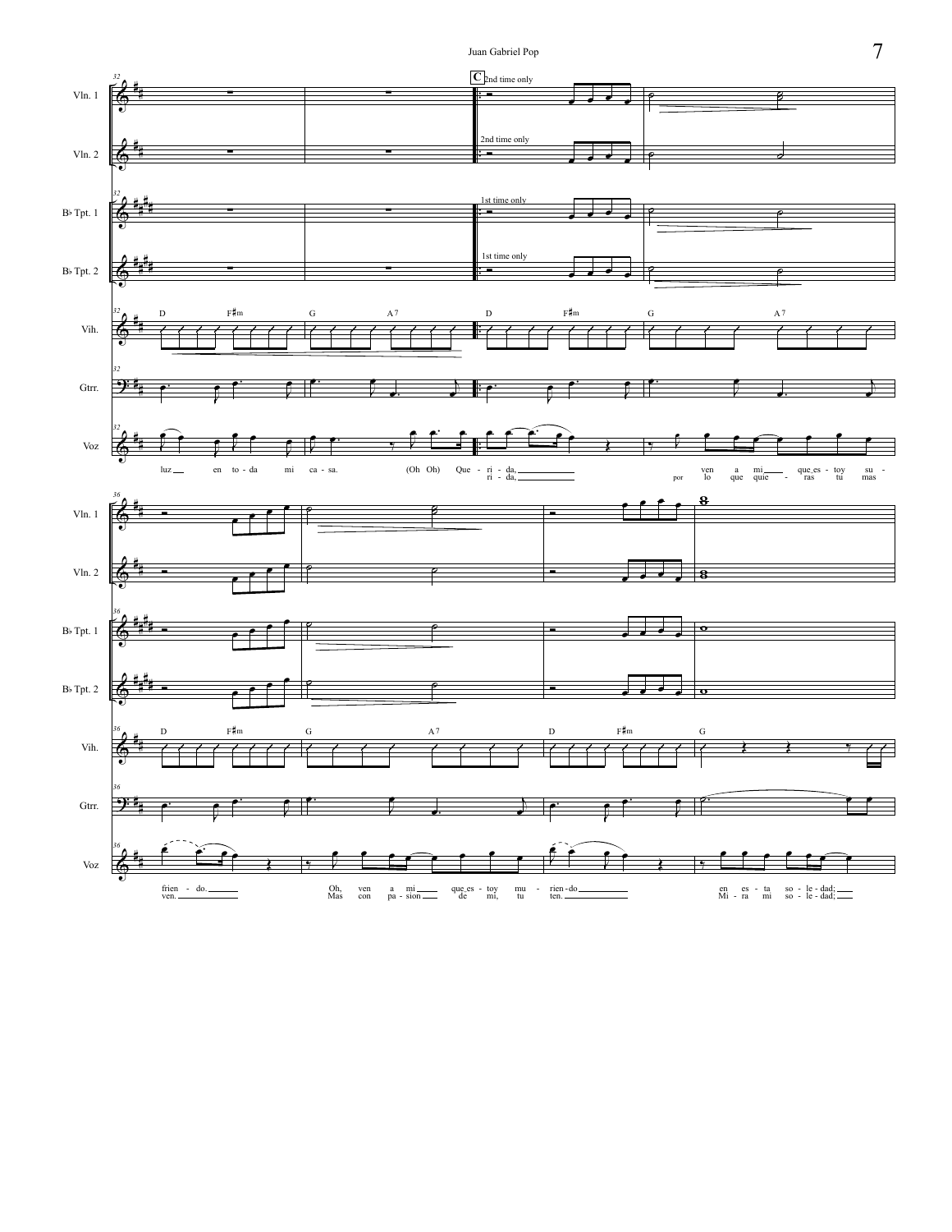**C**

Vln. 1 — 2nd time only

Vln. 2 — 2nd time only

B♭ Tpt. 1 — 1st time only

B♭ Tpt. 2 — 1st time only

Vih.: D F♯m | G A7 | D F♯m | G A7 | D F♯m | G A7 | D F♯m | G

Gtrr.

Voz:

luz en to - da mi ca - sa. (Oh Oh) Que - ri - da, ven a mi que es - toy su - frien - do. Oh, ven a mi que es - toy mu - rien - do en es - ta so - le - dad;

ri - da, por lo que quie - ras tu mas ven. Mas con pa - sion de mi, tu ten. Mi - ra mi so - le - dad;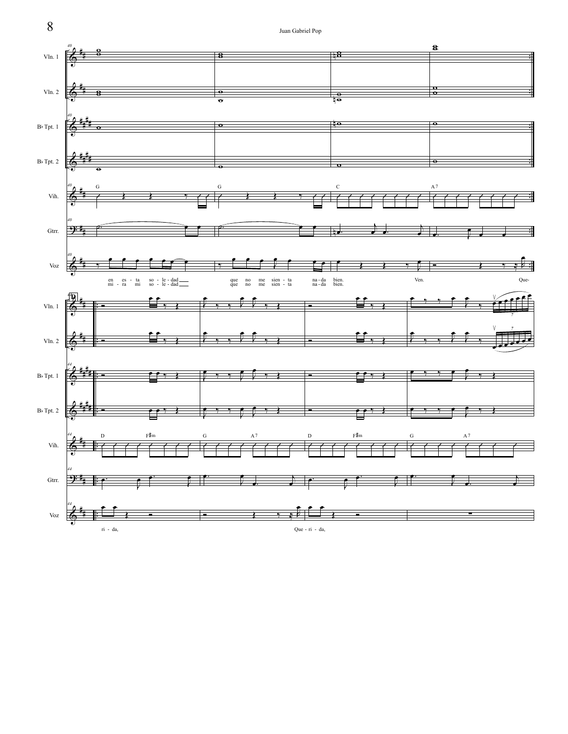Vln. 1

Vln. 2

B♭ Tpt. 1

B♭ Tpt. 2

Vih.

G G C A 7

Gtrr.

Voz

en es - ta so - le - dad que no me sien - ta na - da bien. Ven. Que-

mi - ra mi so - le - dad que no me sien - ta na - da bien.

Vln. 1

Vln. 2

B♭ Tpt. 1

B♭ Tpt. 2

Vih.

D F♯m G A 7 D F♯m G A 7

Gtrr.

Voz

ri - da, Que - ri - da,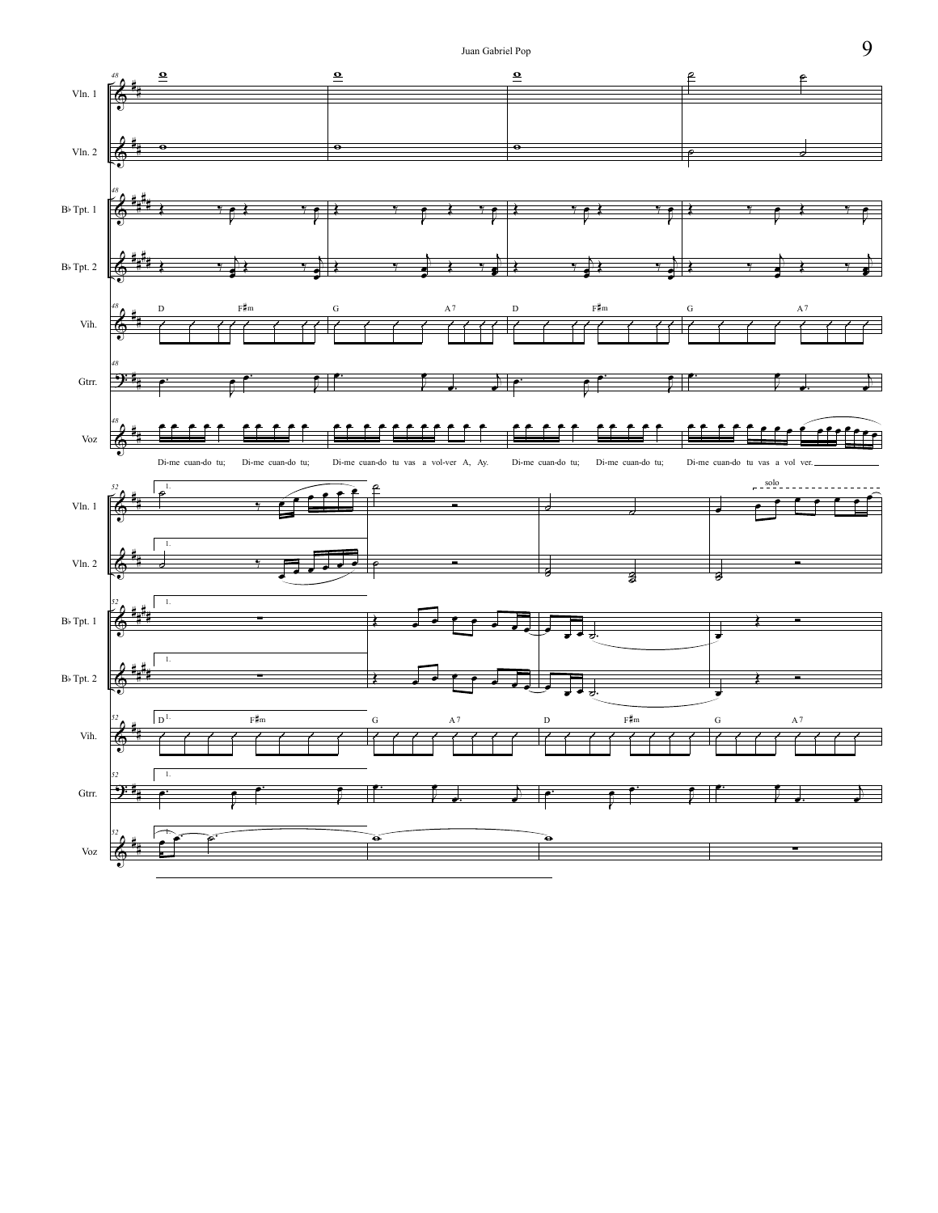Vln. 1

Vln. 2

B♭ Tpt. 1

B♭ Tpt. 2

Vih.

Gtrr.

Voz

D F♯m G A7 D F♯m G A7

Di-me cuan-do tu; Di-me cuan-do tu; Di-me cuan-do tu vas a vol-ver A, Ay. Di-me cuan-do tu; Di-me cuan-do tu; Di-me cuan-do tu vas a vol ver.

1.

solo

D F♯m G A7 D F♯m G A7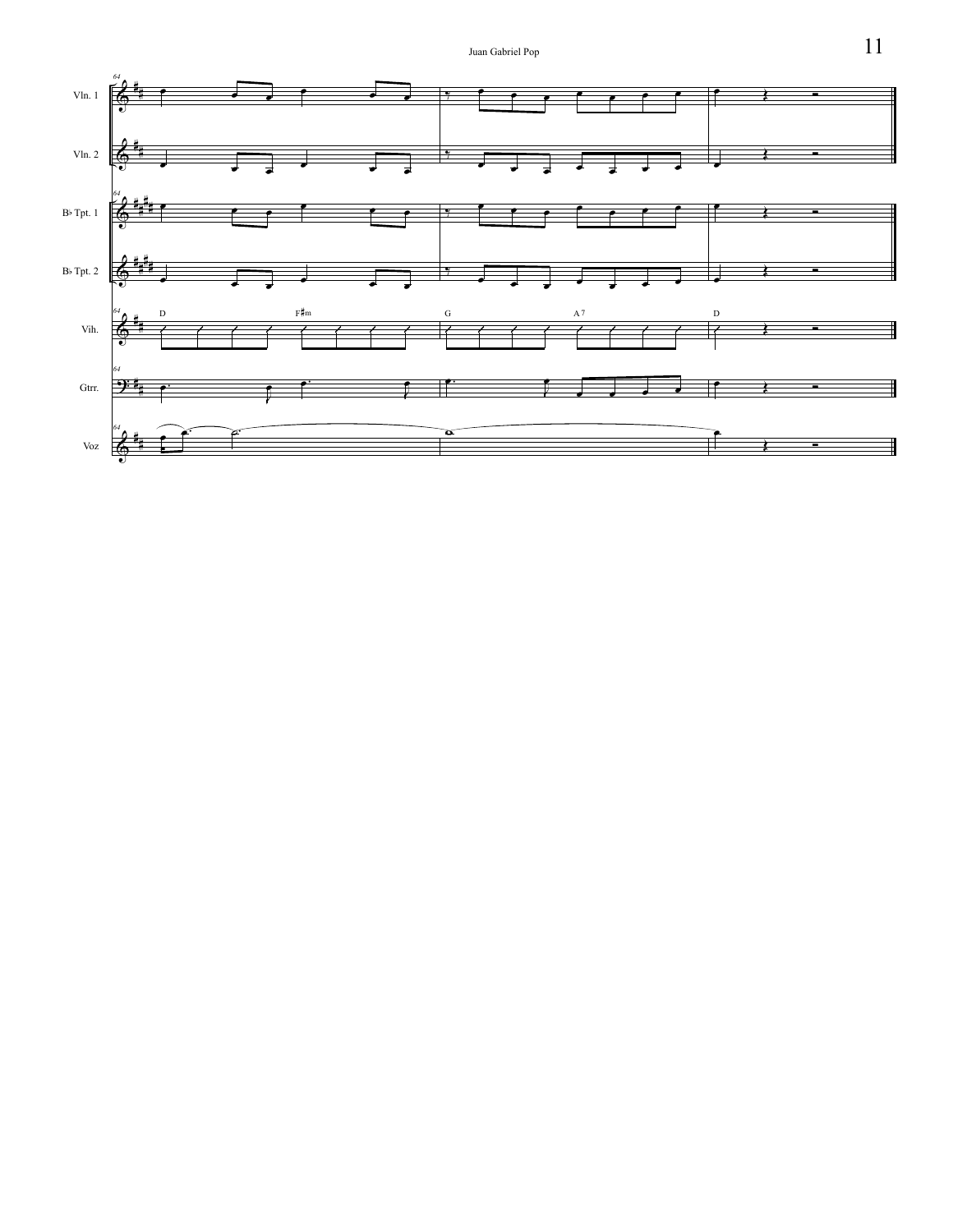Vln. 1

Vln. 2

B♭ Tpt. 1

B♭ Tpt. 2

Vih.

D F♯m G A7 D

Gtrr.

Voz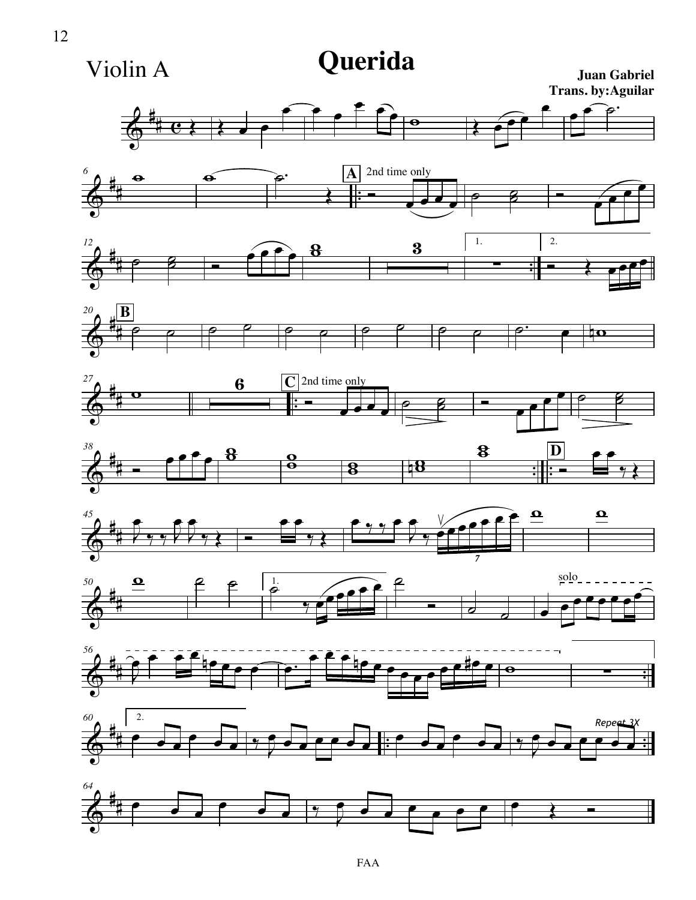# Querida

Violin A

**Juan Gabriel**
**Trans. by:Aguilar**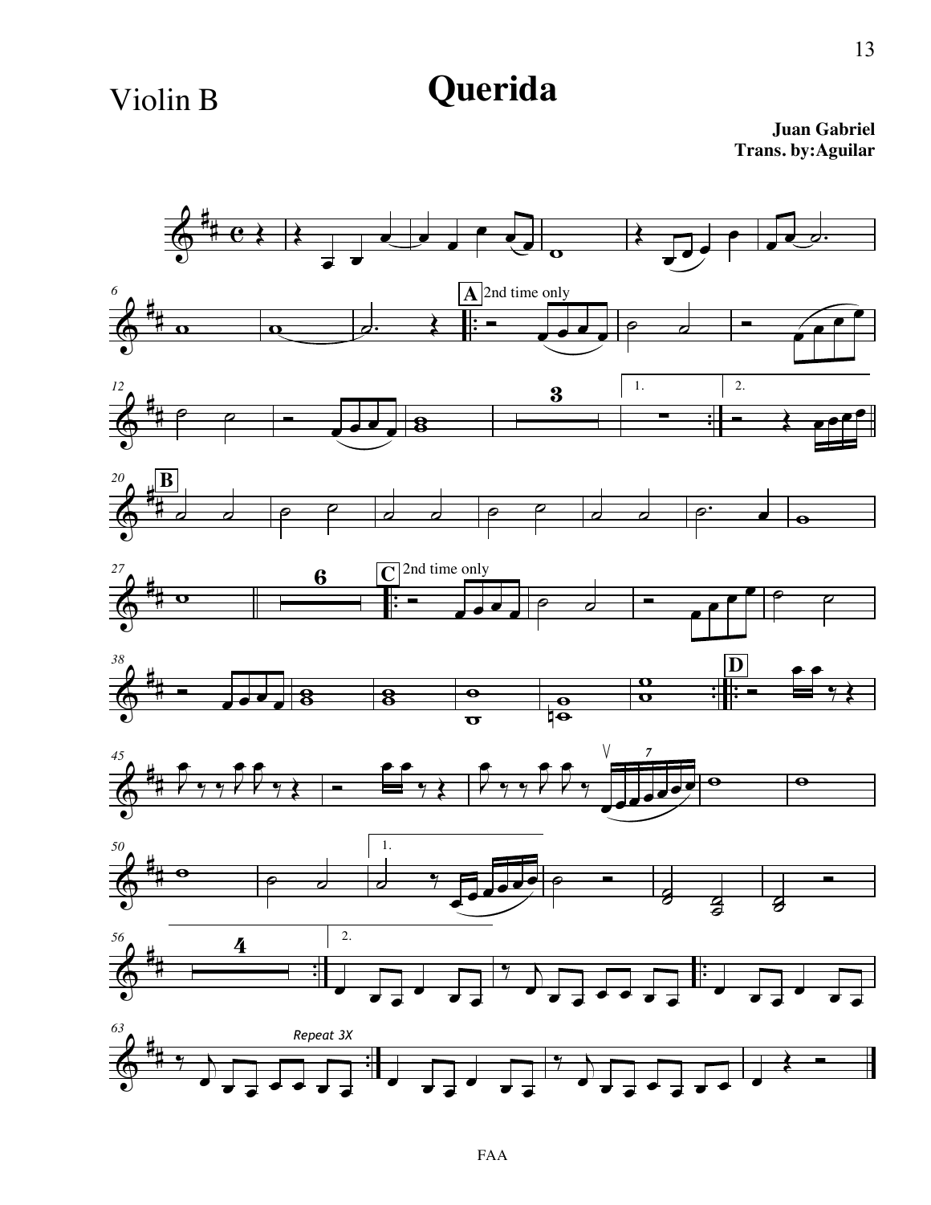Violin B

# Querida

**Juan Gabriel**
**Trans. by:Aguilar**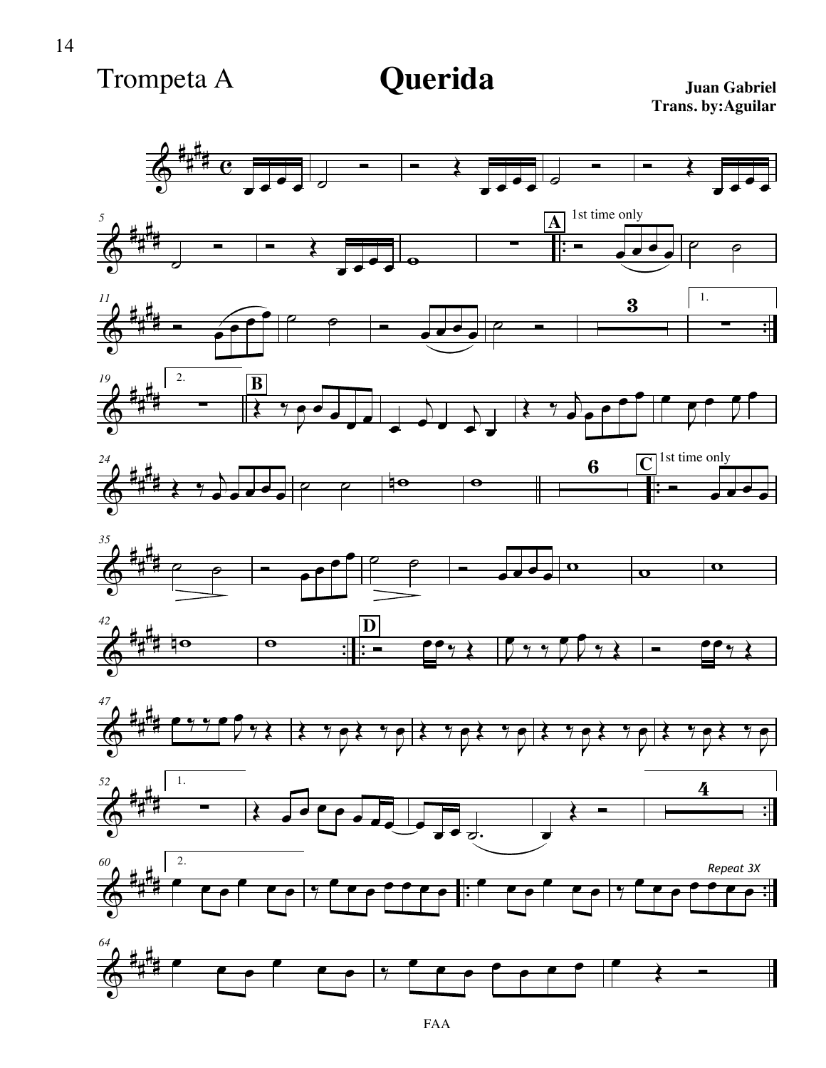Trompeta A

# Querida

**Juan Gabriel**
**Trans. by:Aguilar**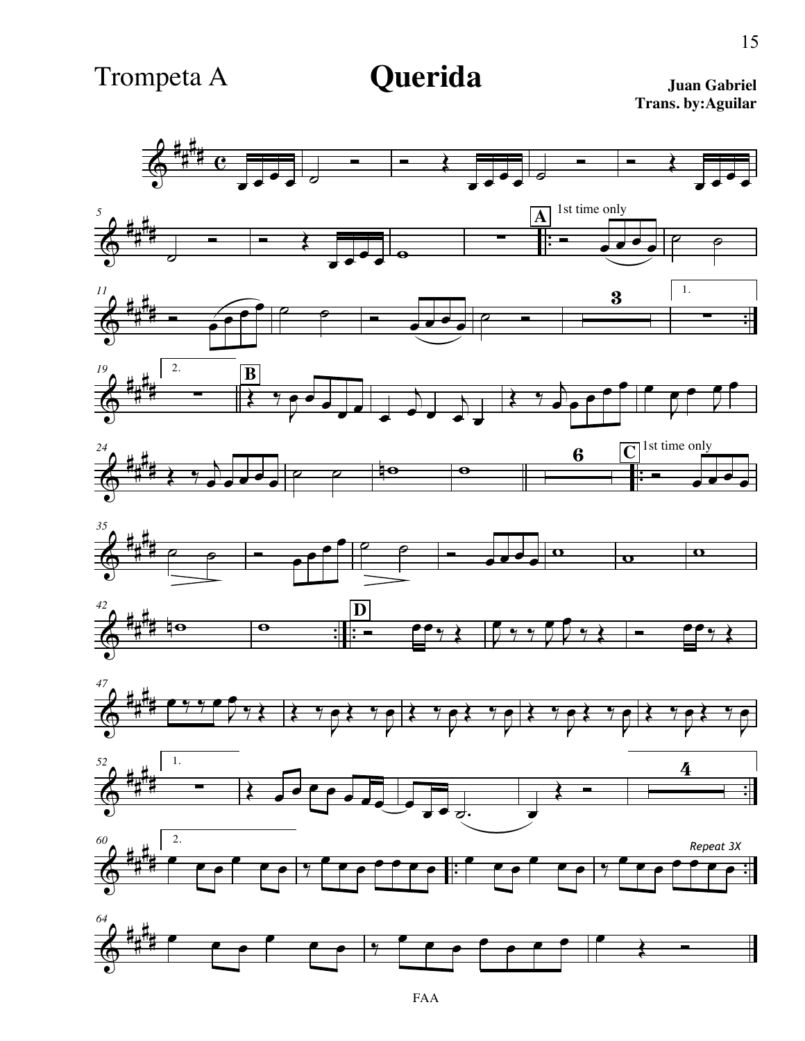Trompeta A

# Querida

**Juan Gabriel**
**Trans. by:Aguilar**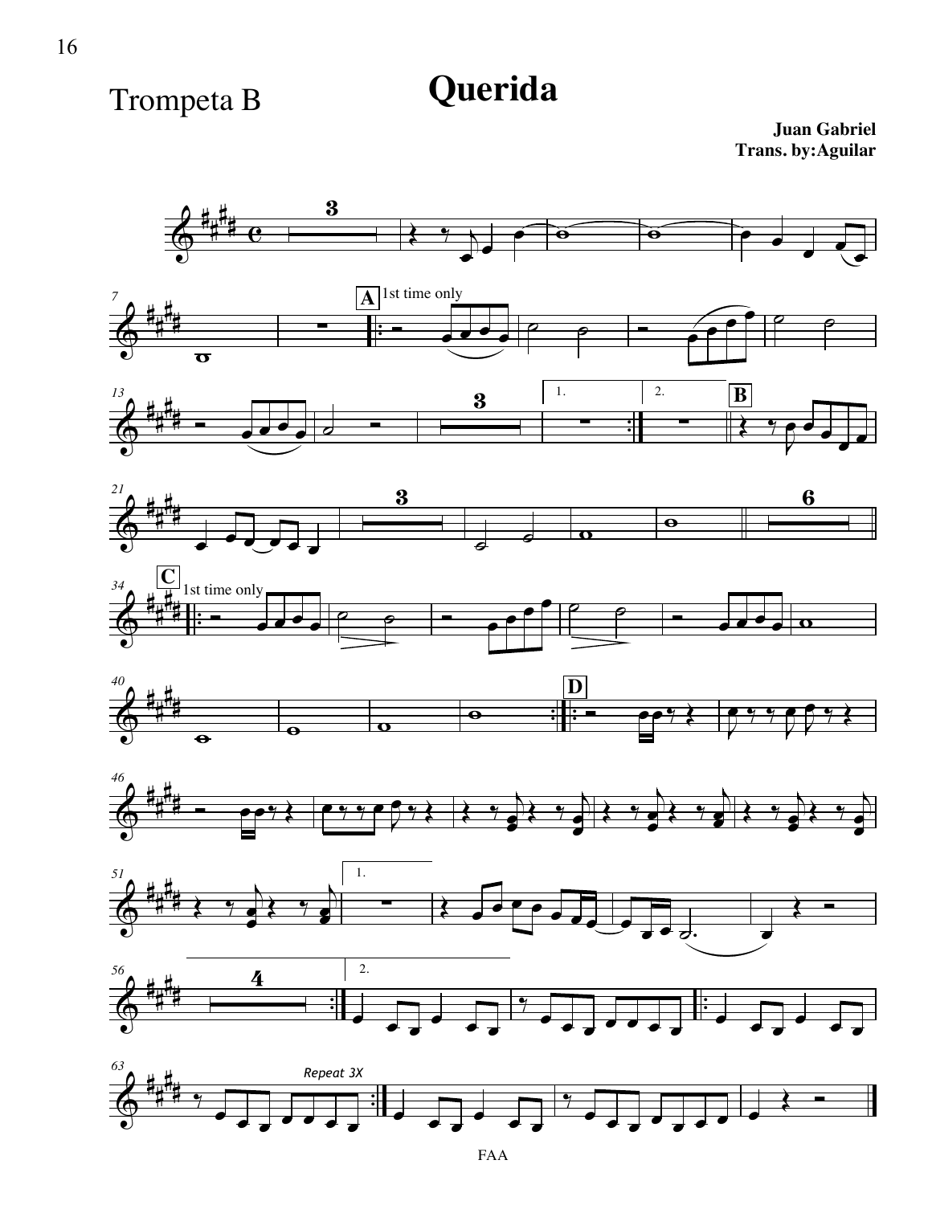Trompeta B

# Querida

**Juan Gabriel**
**Trans. by:Aguilar**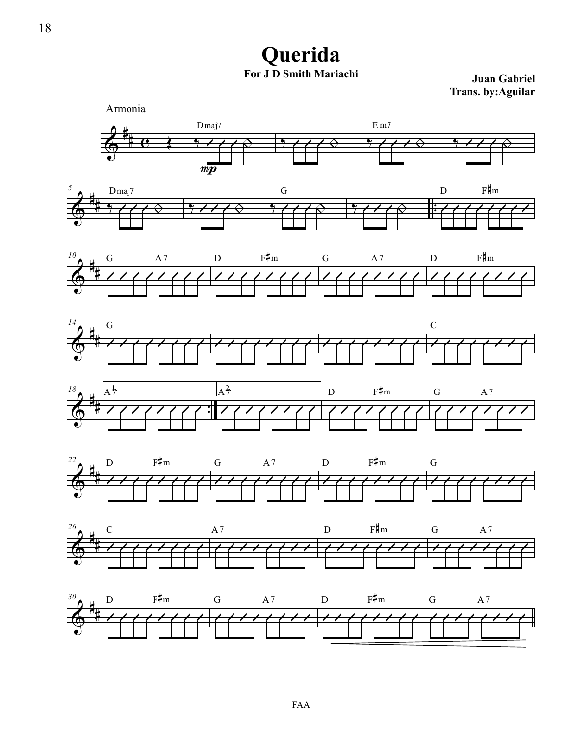# Querida

**For J D Smith Mariachi**

**Juan Gabriel**
**Trans. by:Aguilar**

Armonia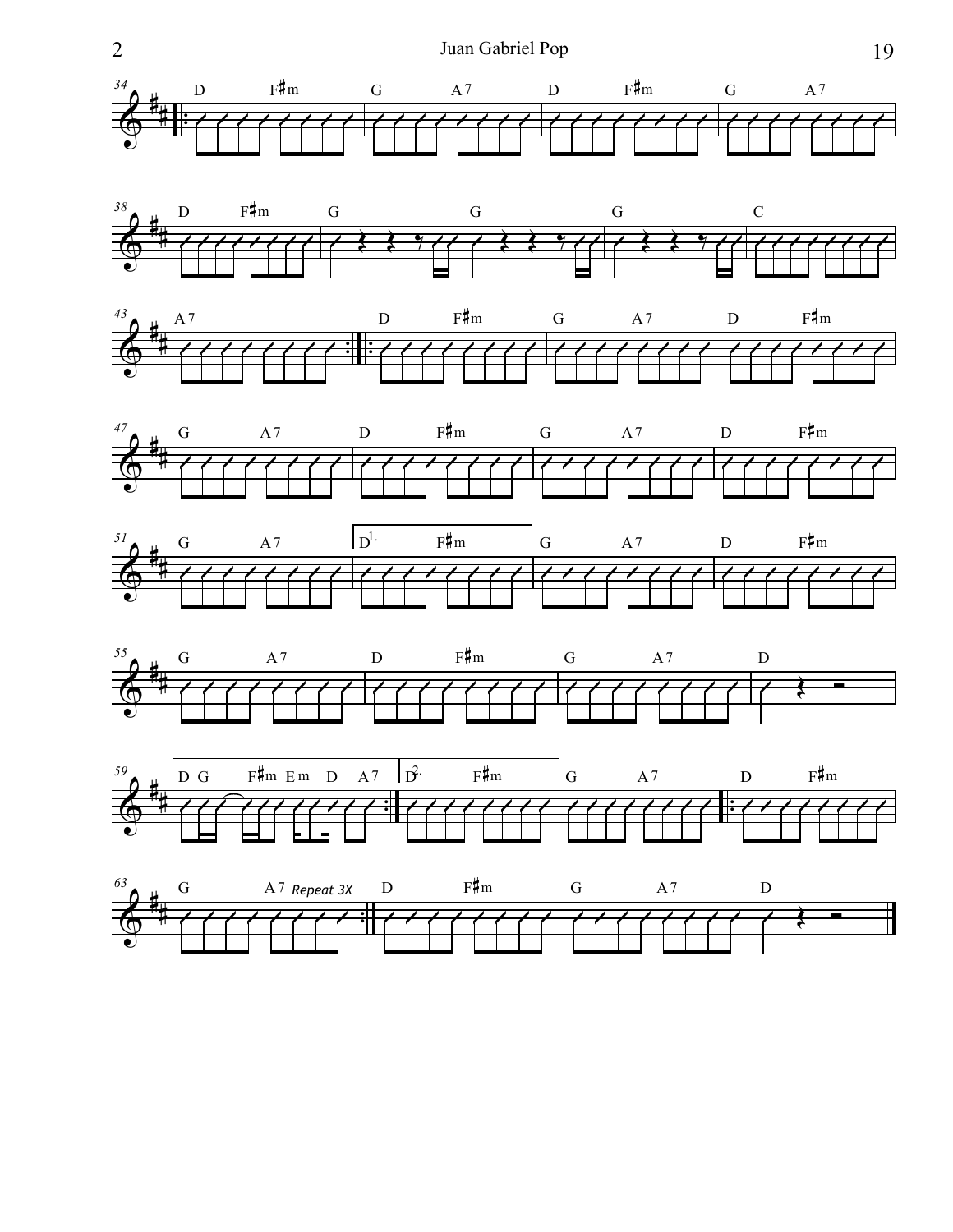34 | D F♯m | G A7 | D F♯m | G A7 |

38 | D F♯m | G | G | G | C |

43 | A7 :‖ ‖: D F♯m | G A7 | D F♯m |

47 | G A7 | D F♯m | G A7 | D F♯m |

51 | G A7 | 1. D F♯m | G A7 | D F♯m |

55 | G A7 | D F♯m | G A7 | D |

59 | D G F♯m Em D A7 :‖ 2. D F♯m | G A7 ‖: D F♯m |

63 | G A7 *Repeat 3X* :‖ D F♯m | G A7 | D ‖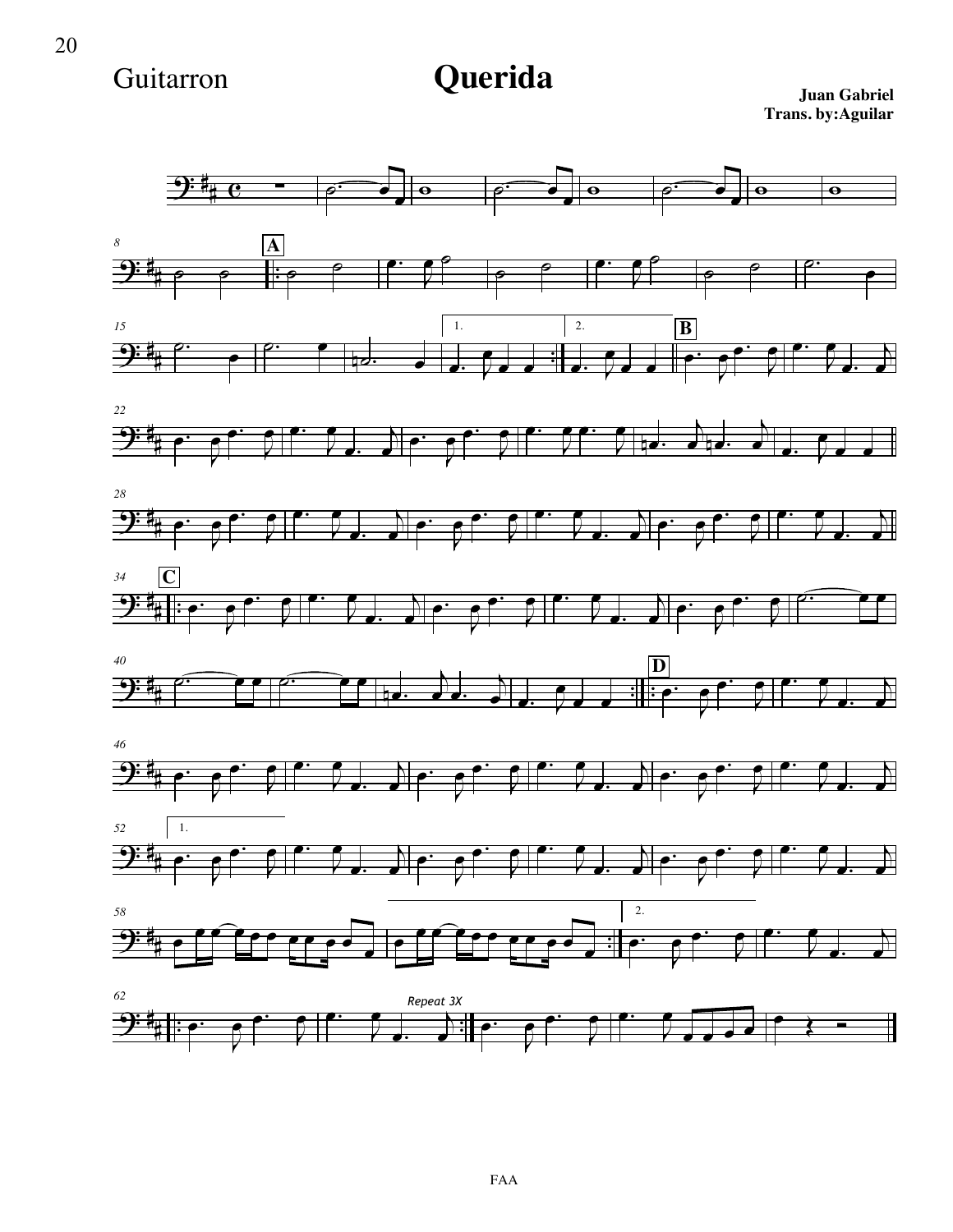Guitarron

# Querida

**Juan Gabriel**
**Trans. by:Aguilar**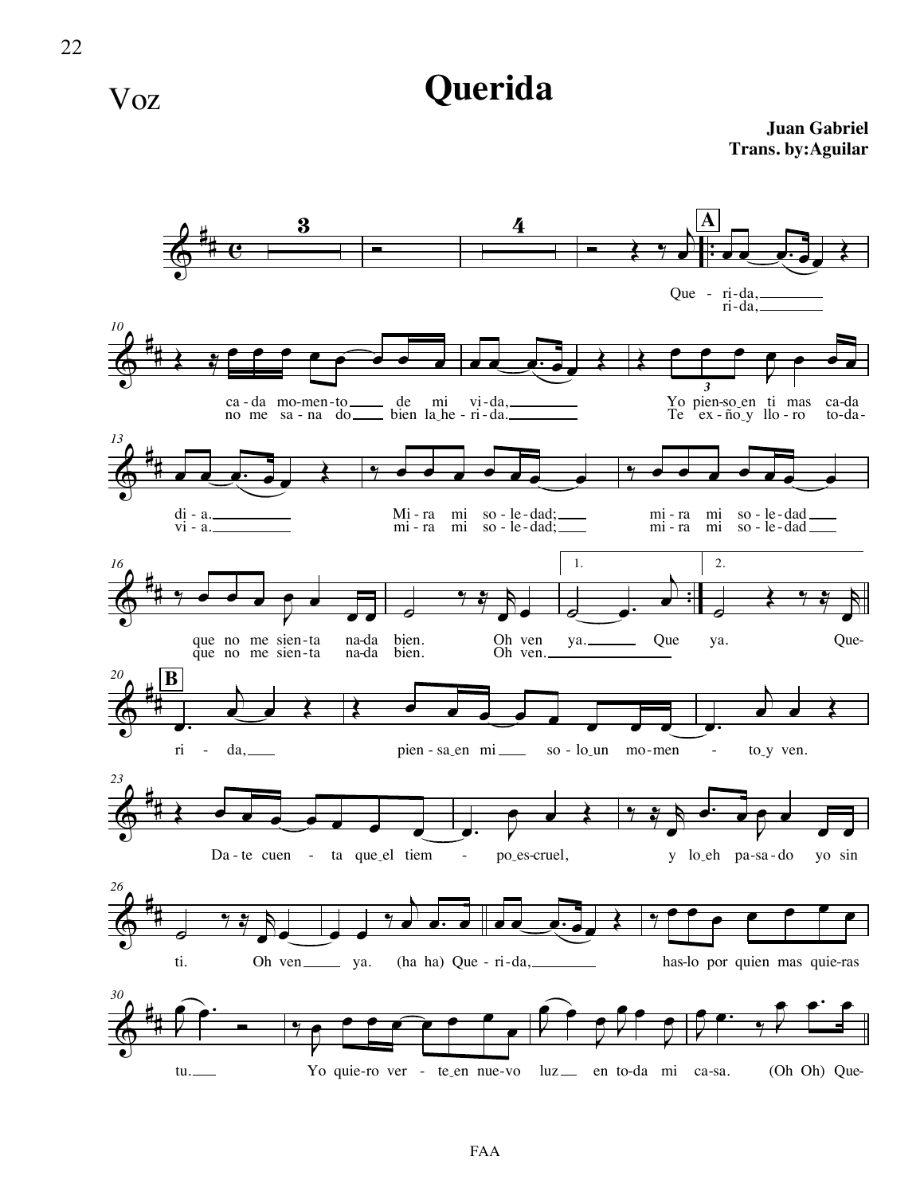Voz

# Querida

**Juan Gabriel**
**Trans. by:Aguilar**

**A**

Que - ri-da, / ri-da,

ca-da mo-men-to de mi vi-da, Yo pien-so en ti mas ca-da
no me sa-na do bien la he-ri-da. Te ex-ño y llo-ro to-da-

di - a. Mi-ra mi so-le-dad; mi-ra mi so-le-dad
vi - a. mi-ra mi so-le-dad; mi-ra mi so-le-dad

que no me sien-ta na-da bien. Oh ven ya. Que ya. Que-
que no me sien-ta na-da bien. Oh ven.

**B**

ri - da, pien-sa en mi so-lo un mo-men - to y ven.

Da-te cuen - ta que el tiem - po es cruel, y lo eh pa-sa-do yo sin

ti. Oh ven ya. (ha ha) Que-ri-da, has-lo por quien mas quie-ras

tu. Yo quie-ro ver - te en nue-vo luz en to-da mi ca-sa. (Oh Oh) Que-

FAA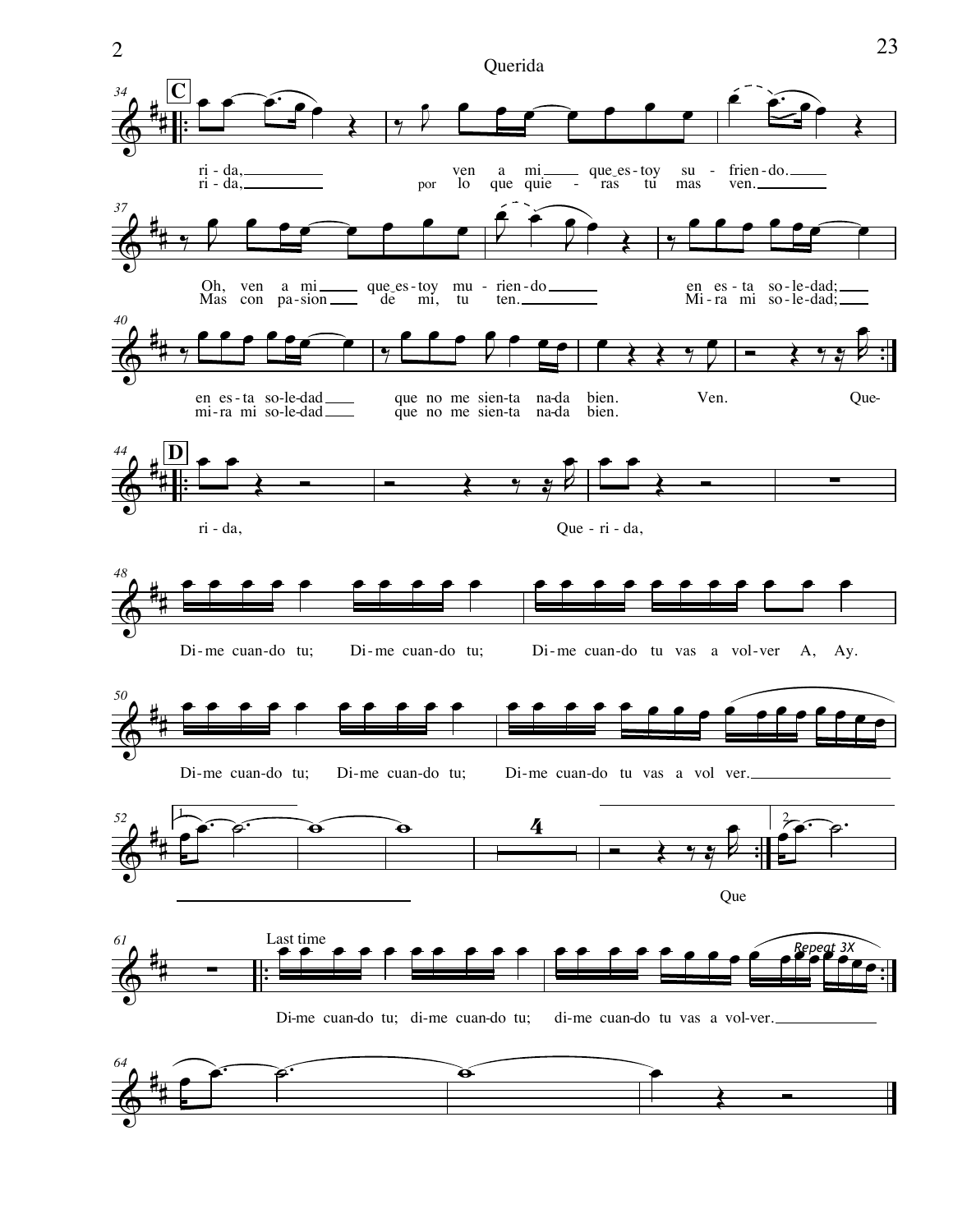Querida

**C**

ri - da, ven a mi que es - toy su - frien - do.
ri - da, por lo que quie - ras tu mas ven.

Oh, ven a mi que es - toy mu - rien - do en es - ta so - le - dad;
Mas con pa - sion de mi, tu ten. Mi - ra mi so - le - dad;

en es - ta so - le - dad que no me sien - ta na - da bien. Ven. Que-
mi - ra mi so - le - dad que no me sien - ta na - da bien.

**D**

ri - da, Que - ri - da,

Di - me cuan - do tu; Di - me cuan - do tu; Di - me cuan - do tu vas a vol - ver A, Ay.

Di - me cuan - do tu; Di - me cuan - do tu; Di - me cuan - do tu vas a vol ver.

Que

Last time

Repeat 3X

Di - me cuan - do tu; di - me cuan - do tu; di - me cuan - do tu vas a vol - ver.